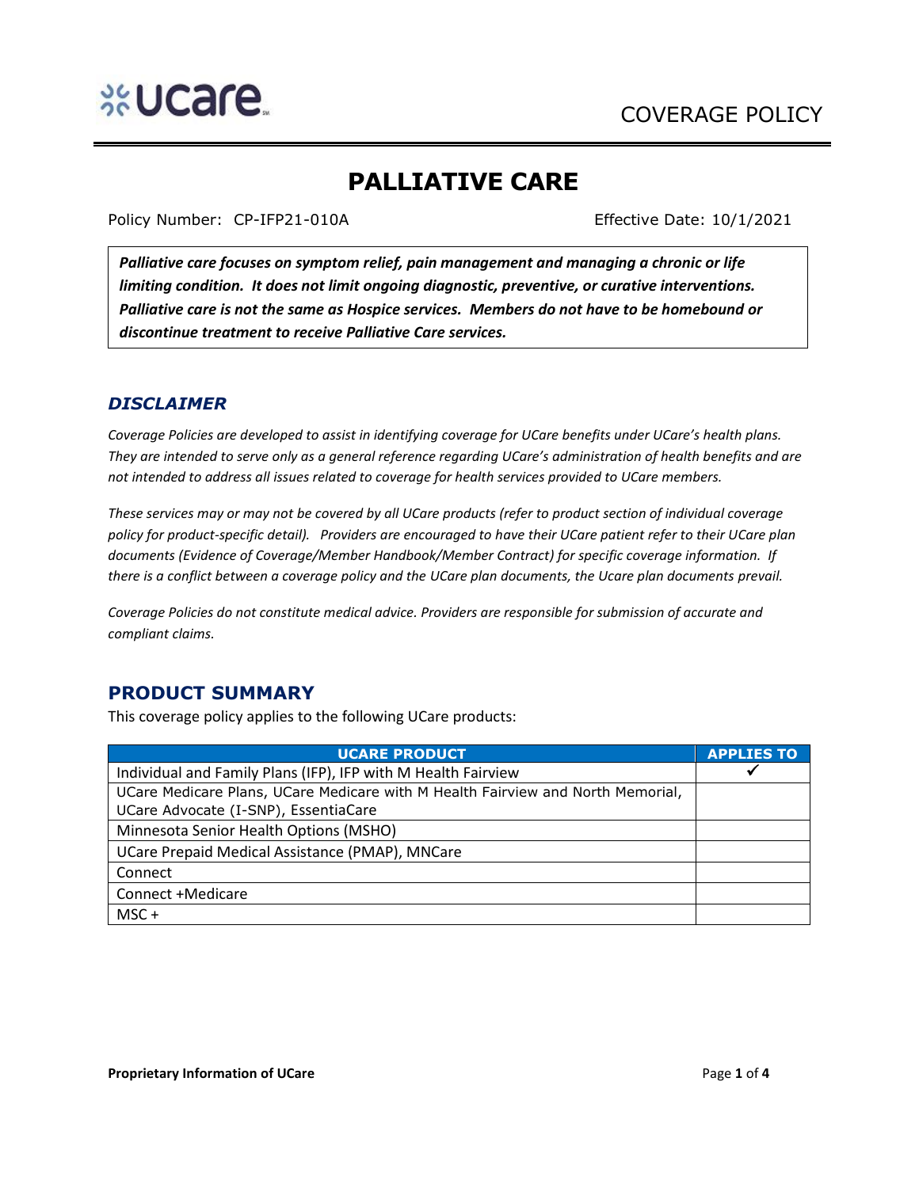COVERAGE POLICY

# PALLIATIVE CARE

Policy Number: CP-IFP21-010A Effective Date: 10/1/2021

***Palliative care focuses on symptom relief, pain management and managing a chronic or life limiting condition. It does not limit ongoing diagnostic, preventive, or curative interventions. Palliative care is not the same as Hospice services. Members do not have to be homebound or discontinue treatment to receive Palliative Care services.***

## *DISCLAIMER*

*Coverage Policies are developed to assist in identifying coverage for UCare benefits under UCare's health plans. They are intended to serve only as a general reference regarding UCare's administration of health benefits and are not intended to address all issues related to coverage for health services provided to UCare members.*

*These services may or may not be covered by all UCare products (refer to product section of individual coverage policy for product-specific detail). Providers are encouraged to have their UCare patient refer to their UCare plan documents (Evidence of Coverage/Member Handbook/Member Contract) for specific coverage information. If there is a conflict between a coverage policy and the UCare plan documents, the Ucare plan documents prevail.*

*Coverage Policies do not constitute medical advice. Providers are responsible for submission of accurate and compliant claims.*

## PRODUCT SUMMARY

This coverage policy applies to the following UCare products:

| UCARE PRODUCT | APPLIES TO |
|---|---|
| Individual and Family Plans (IFP), IFP with M Health Fairview | ✓ |
| UCare Medicare Plans, UCare Medicare with M Health Fairview and North Memorial, UCare Advocate (I-SNP), EssentiaCare | |
| Minnesota Senior Health Options (MSHO) | |
| UCare Prepaid Medical Assistance (PMAP), MNCare | |
| Connect | |
| Connect +Medicare | |
| MSC + | |

**Proprietary Information of UCare**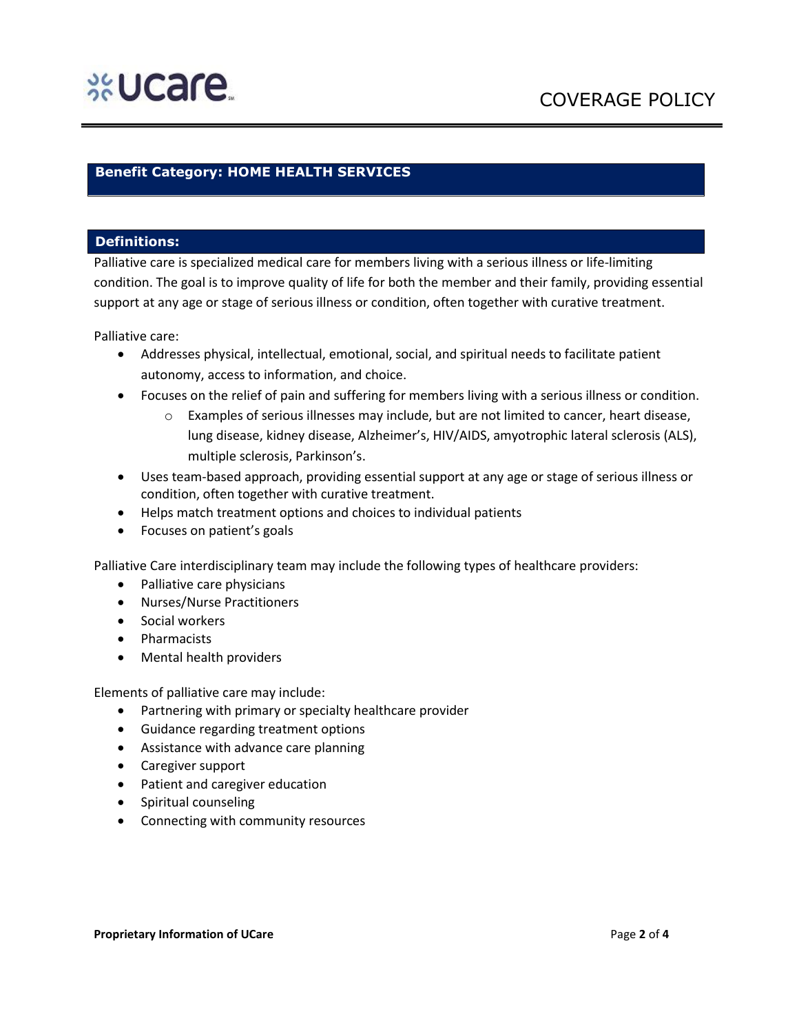## Benefit Category: HOME HEALTH SERVICES

## Definitions:

Palliative care is specialized medical care for members living with a serious illness or life-limiting condition. The goal is to improve quality of life for both the member and their family, providing essential support at any age or stage of serious illness or condition, often together with curative treatment.

Palliative care:

- Addresses physical, intellectual, emotional, social, and spiritual needs to facilitate patient autonomy, access to information, and choice.
- Focuses on the relief of pain and suffering for members living with a serious illness or condition.
  - Examples of serious illnesses may include, but are not limited to cancer, heart disease, lung disease, kidney disease, Alzheimer's, HIV/AIDS, amyotrophic lateral sclerosis (ALS), multiple sclerosis, Parkinson's.
- Uses team-based approach, providing essential support at any age or stage of serious illness or condition, often together with curative treatment.
- Helps match treatment options and choices to individual patients
- Focuses on patient's goals

Palliative Care interdisciplinary team may include the following types of healthcare providers:

- Palliative care physicians
- Nurses/Nurse Practitioners
- Social workers
- Pharmacists
- Mental health providers

Elements of palliative care may include:

- Partnering with primary or specialty healthcare provider
- Guidance regarding treatment options
- Assistance with advance care planning
- Caregiver support
- Patient and caregiver education
- Spiritual counseling
- Connecting with community resources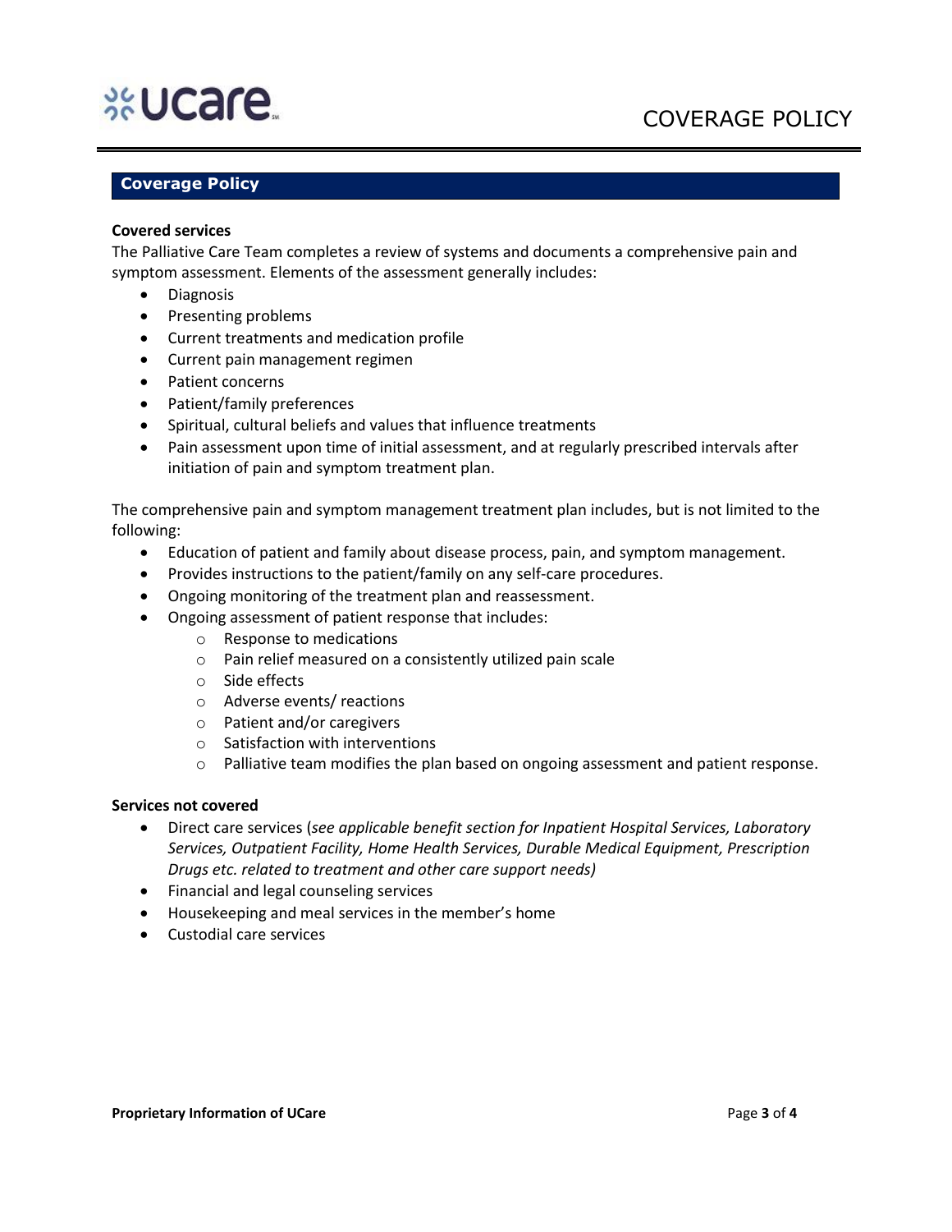## Coverage Policy

**Covered services**

The Palliative Care Team completes a review of systems and documents a comprehensive pain and symptom assessment. Elements of the assessment generally includes:

- Diagnosis
- Presenting problems
- Current treatments and medication profile
- Current pain management regimen
- Patient concerns
- Patient/family preferences
- Spiritual, cultural beliefs and values that influence treatments
- Pain assessment upon time of initial assessment, and at regularly prescribed intervals after initiation of pain and symptom treatment plan.

The comprehensive pain and symptom management treatment plan includes, but is not limited to the following:

- Education of patient and family about disease process, pain, and symptom management.
- Provides instructions to the patient/family on any self-care procedures.
- Ongoing monitoring of the treatment plan and reassessment.
- Ongoing assessment of patient response that includes:
  - Response to medications
  - Pain relief measured on a consistently utilized pain scale
  - Side effects
  - Adverse events/ reactions
  - Patient and/or caregivers
  - Satisfaction with interventions
  - Palliative team modifies the plan based on ongoing assessment and patient response.

**Services not covered**

- Direct care services (*see applicable benefit section for Inpatient Hospital Services, Laboratory Services, Outpatient Facility, Home Health Services, Durable Medical Equipment, Prescription Drugs etc. related to treatment and other care support needs)*
- Financial and legal counseling services
- Housekeeping and meal services in the member's home
- Custodial care services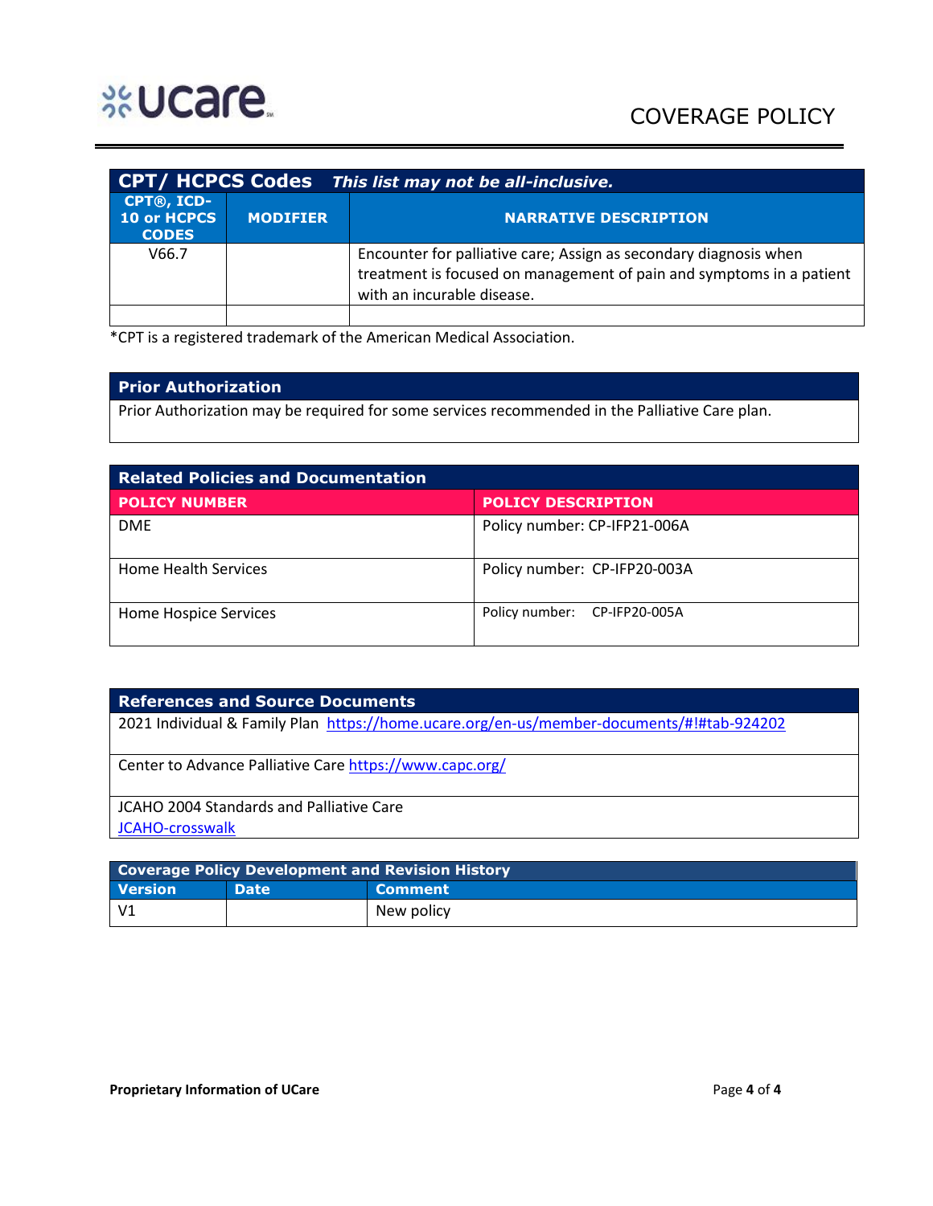## CPT/ HCPCS Codes *This list may not be all-inclusive.*

| CPT®, ICD-10 or HCPCS CODES | MODIFIER | NARRATIVE DESCRIPTION |
|---|---|---|
| V66.7 | | Encounter for palliative care; Assign as secondary diagnosis when treatment is focused on management of pain and symptoms in a patient with an incurable disease. |
| | | |

*CPT is a registered trademark of the American Medical Association.

## Prior Authorization

Prior Authorization may be required for some services recommended in the Palliative Care plan.

## Related Policies and Documentation

| POLICY NUMBER | POLICY DESCRIPTION |
|---|---|
| DME | Policy number: CP-IFP21-006A |
| Home Health Services | Policy number: CP-IFP20-003A |
| Home Hospice Services | Policy number: CP-IFP20-005A |

## References and Source Documents

2021 Individual & Family Plan https://home.ucare.org/en-us/member-documents/#!#tab-924202

Center to Advance Palliative Care https://www.capc.org/

JCAHO 2004 Standards and Palliative Care
JCAHO-crosswalk

## Coverage Policy Development and Revision History

| Version | Date | Comment |
|---|---|---|
| V1 | | New policy |

**Proprietary Information of UCare**